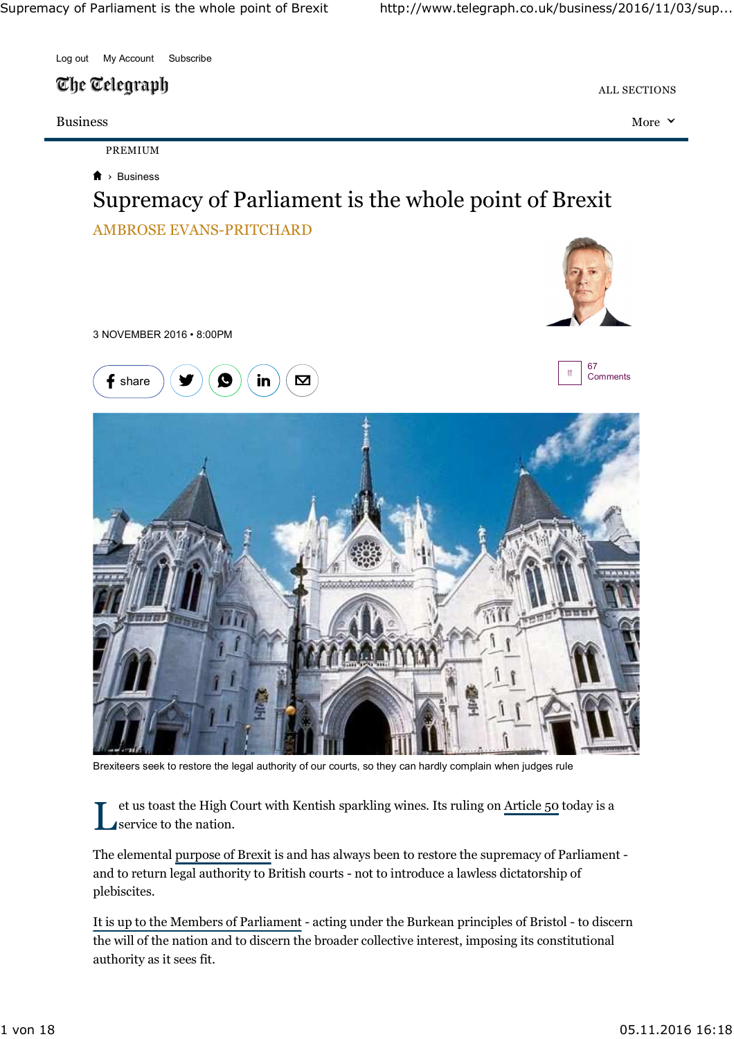PREMIUM

Business

# Supremacy of Parliament is the whole point of Brexit

AMBROSE EVANS-PRITCHARD

3 NOVEMBER 2016 • 8:00PM

67 Comments

Brexiteers seek to restore the legal authority of our courts, so they can hardly complain when judges rule

Let us toast the High Court with Kentish sparkling wines. Its ruling on Article 50 today is a service to the nation.

The elemental purpose of Brexit is and has always been to restore the supremacy of Parliament - and to return legal authority to British courts - not to introduce a lawless dictatorship of plebiscites.

It is up to the Members of Parliament - acting under the Burkean principles of Bristol - to discern the will of the nation and to discern the broader collective interest, imposing its constitutional authority as it sees fit.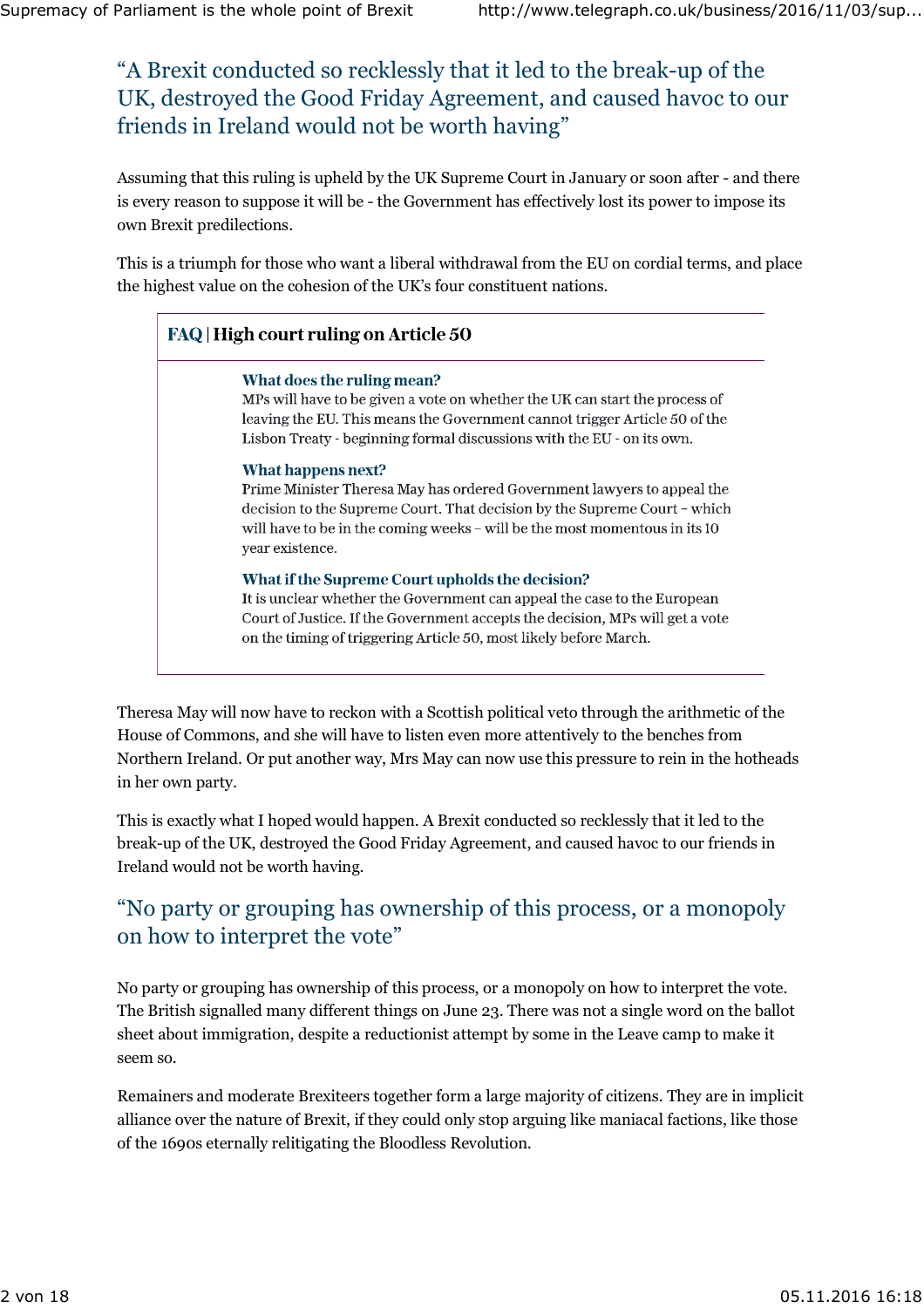> “A Brexit conducted so recklessly that it led to the break-up of the UK, destroyed the Good Friday Agreement, and caused havoc to our friends in Ireland would not be worth having”

Assuming that this ruling is upheld by the UK Supreme Court in January or soon after - and there is every reason to suppose it will be - the Government has effectively lost its power to impose its own Brexit predilections.

This is a triumph for those who want a liberal withdrawal from the EU on cordial terms, and place the highest value on the cohesion of the UK’s four constituent nations.

**FAQ | High court ruling on Article 50**

**What does the ruling mean?**
MPs will have to be given a vote on whether the UK can start the process of leaving the EU. This means the Government cannot trigger Article 50 of the Lisbon Treaty - beginning formal discussions with the EU - on its own.

**What happens next?**
Prime Minister Theresa May has ordered Government lawyers to appeal the decision to the Supreme Court. That decision by the Supreme Court – which will have to be in the coming weeks – will be the most momentous in its 10 year existence.

**What if the Supreme Court upholds the decision?**
It is unclear whether the Government can appeal the case to the European Court of Justice. If the Government accepts the decision, MPs will get a vote on the timing of triggering Article 50, most likely before March.

Theresa May will now have to reckon with a Scottish political veto through the arithmetic of the House of Commons, and she will have to listen even more attentively to the benches from Northern Ireland. Or put another way, Mrs May can now use this pressure to rein in the hotheads in her own party.

This is exactly what I hoped would happen. A Brexit conducted so recklessly that it led to the break-up of the UK, destroyed the Good Friday Agreement, and caused havoc to our friends in Ireland would not be worth having.

> “No party or grouping has ownership of this process, or a monopoly on how to interpret the vote”

No party or grouping has ownership of this process, or a monopoly on how to interpret the vote. The British signalled many different things on June 23. There was not a single word on the ballot sheet about immigration, despite a reductionist attempt by some in the Leave camp to make it seem so.

Remainers and moderate Brexiteers together form a large majority of citizens. They are in implicit alliance over the nature of Brexit, if they could only stop arguing like maniacal factions, like those of the 1690s eternally relitigating the Bloodless Revolution.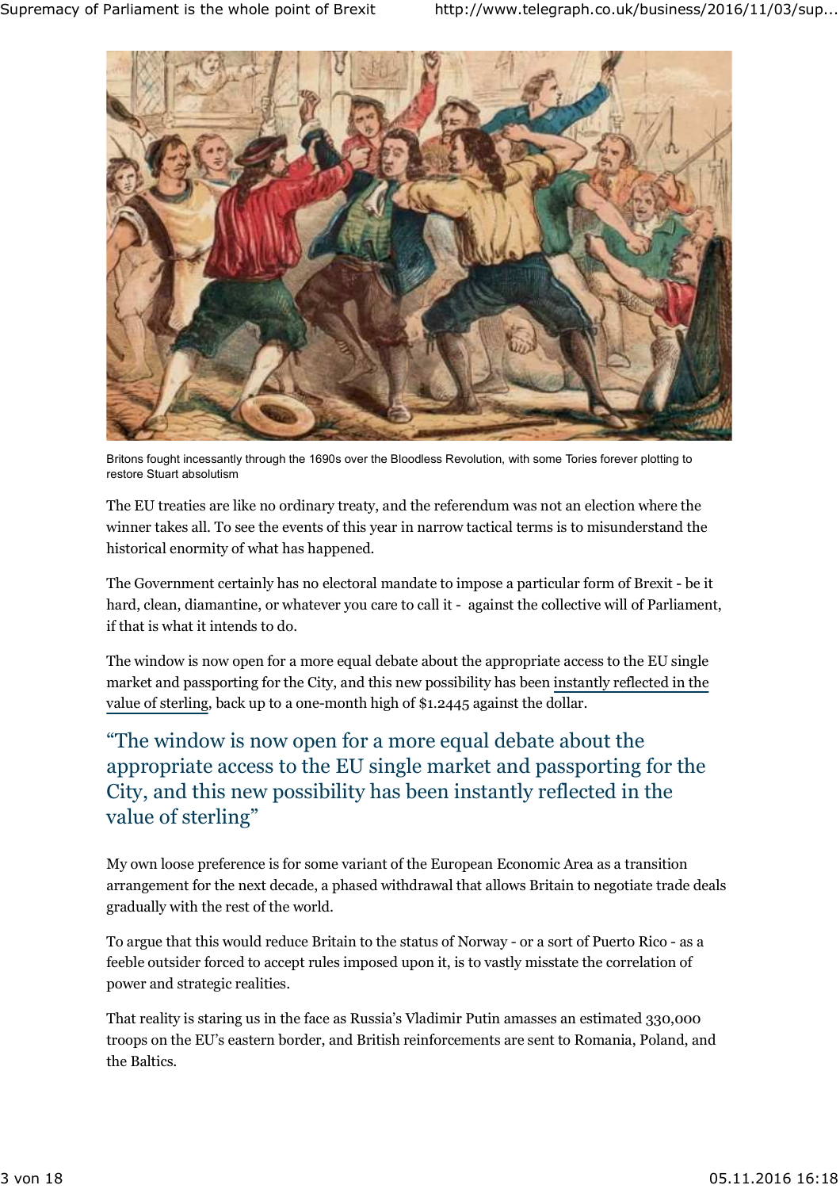Britons fought incessantly through the 1690s over the Bloodless Revolution, with some Tories forever plotting to restore Stuart absolutism

The EU treaties are like no ordinary treaty, and the referendum was not an election where the winner takes all. To see the events of this year in narrow tactical terms is to misunderstand the historical enormity of what has happened.

The Government certainly has no electoral mandate to impose a particular form of Brexit - be it hard, clean, diamantine, or whatever you care to call it - against the collective will of Parliament, if that is what it intends to do.

The window is now open for a more equal debate about the appropriate access to the EU single market and passporting for the City, and this new possibility has been instantly reflected in the value of sterling, back up to a one-month high of $1.2445 against the dollar.

> "The window is now open for a more equal debate about the appropriate access to the EU single market and passporting for the City, and this new possibility has been instantly reflected in the value of sterling"

My own loose preference is for some variant of the European Economic Area as a transition arrangement for the next decade, a phased withdrawal that allows Britain to negotiate trade deals gradually with the rest of the world.

To argue that this would reduce Britain to the status of Norway - or a sort of Puerto Rico - as a feeble outsider forced to accept rules imposed upon it, is to vastly misstate the correlation of power and strategic realities.

That reality is staring us in the face as Russia's Vladimir Putin amasses an estimated 330,000 troops on the EU's eastern border, and British reinforcements are sent to Romania, Poland, and the Baltics.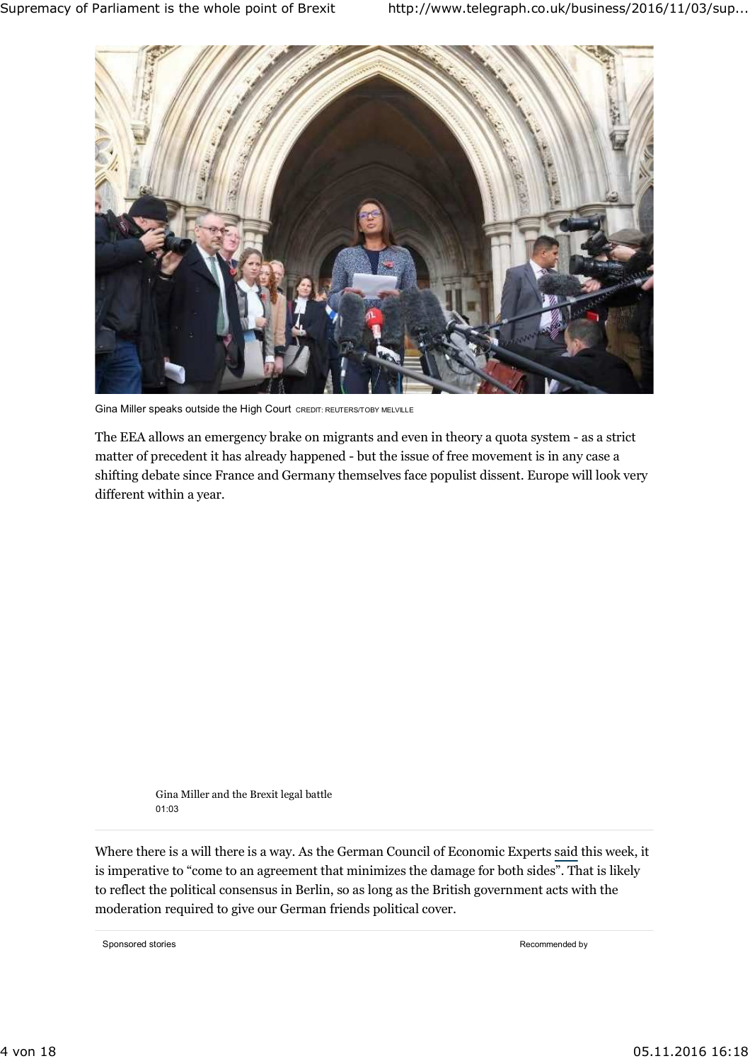Gina Miller speaks outside the High Court CREDIT: REUTERS/TOBY MELVILLE

The EEA allows an emergency brake on migrants and even in theory a quota system - as a strict matter of precedent it has already happened - but the issue of free movement is in any case a shifting debate since France and Germany themselves face populist dissent. Europe will look very different within a year.

Gina Miller and the Brexit legal battle
01:03

Where there is a will there is a way. As the German Council of Economic Experts said this week, it is imperative to "come to an agreement that minimizes the damage for both sides". That is likely to reflect the political consensus in Berlin, so as long as the British government acts with the moderation required to give our German friends political cover.

Sponsored stories

Recommended by